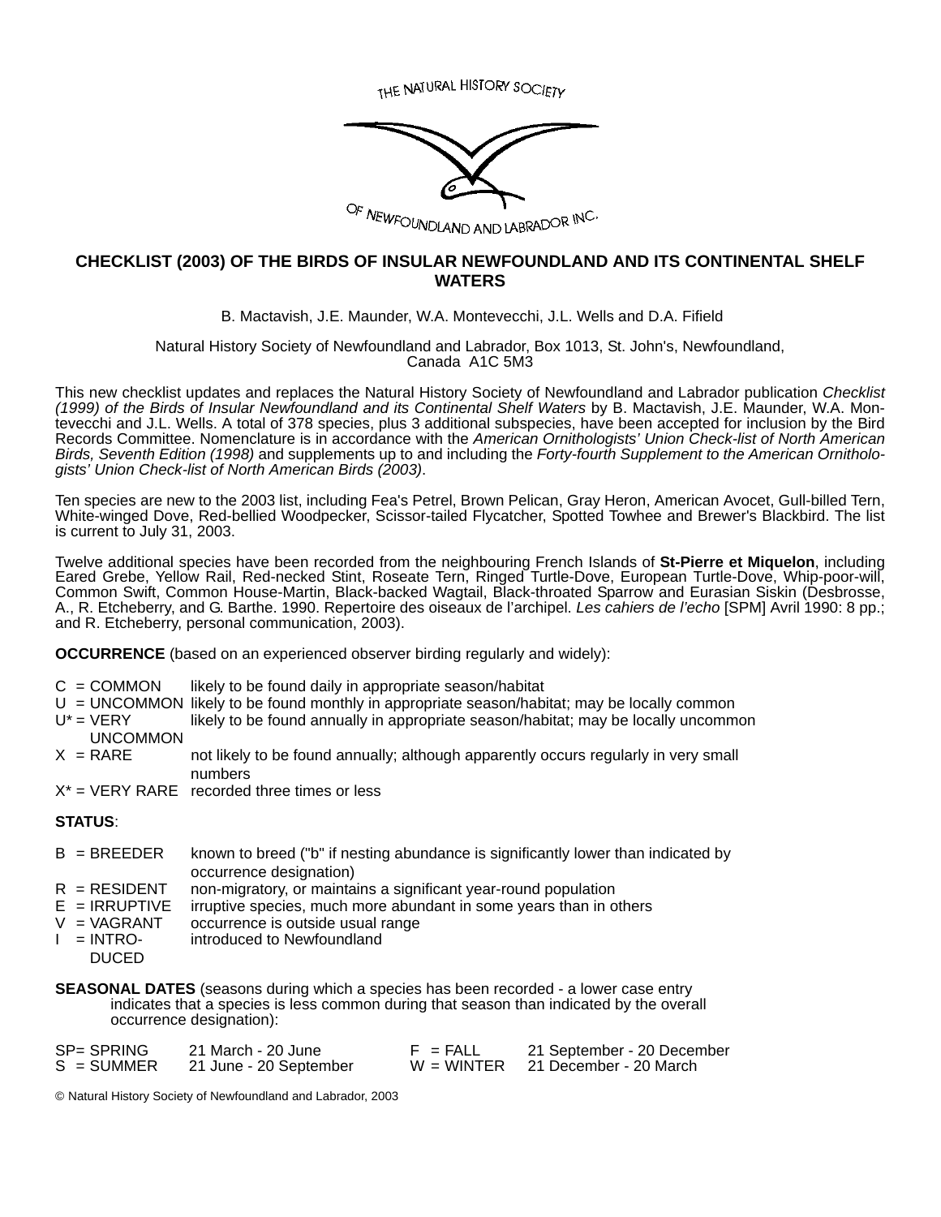THE NATURAL HISTORY SOCIETY OF NEWFOUNDLAND AND LABRADOR INC.

# CHECKLIST (2003) OF THE BIRDS OF INSULAR NEWFOUNDLAND AND ITS CONTINENTAL SHELF WATERS

B. Mactavish, J.E. Maunder, W.A. Montevecchi, J.L. Wells and D.A. Fifield

Natural History Society of Newfoundland and Labrador, Box 1013, St. John's, Newfoundland, Canada A1C 5M3

This new checklist updates and replaces the Natural History Society of Newfoundland and Labrador publication *Checklist (1999) of the Birds of Insular Newfoundland and its Continental Shelf Waters* by B. Mactavish, J.E. Maunder, W.A. Montevecchi and J.L. Wells. A total of 378 species, plus 3 additional subspecies, have been accepted for inclusion by the Bird Records Committee. Nomenclature is in accordance with the *American Ornithologists' Union Check-list of North American Birds, Seventh Edition (1998)* and supplements up to and including the *Forty-fourth Supplement to the American Ornithologists' Union Check-list of North American Birds (2003)*.

Ten species are new to the 2003 list, including Fea's Petrel, Brown Pelican, Gray Heron, American Avocet, Gull-billed Tern, White-winged Dove, Red-bellied Woodpecker, Scissor-tailed Flycatcher, Spotted Towhee and Brewer's Blackbird. The list is current to July 31, 2003.

Twelve additional species have been recorded from the neighbouring French Islands of **St-Pierre et Miquelon**, including Eared Grebe, Yellow Rail, Red-necked Stint, Roseate Tern, Ringed Turtle-Dove, European Turtle-Dove, Whip-poor-will, Common Swift, Common House-Martin, Black-backed Wagtail, Black-throated Sparrow and Eurasian Siskin (Desbrosse, A., R. Etcheberry, and G. Barthe. 1990. Repertoire des oiseaux de l'archipel. *Les cahiers de l'echo* [SPM] Avril 1990: 8 pp.; and R. Etcheberry, personal communication, 2003).

**OCCURRENCE** (based on an experienced observer birding regularly and widely):

- C = COMMON — likely to be found daily in appropriate season/habitat
- U = UNCOMMON — likely to be found monthly in appropriate season/habitat; may be locally common
- U* = VERY UNCOMMON — likely to be found annually in appropriate season/habitat; may be locally uncommon
- X = RARE — not likely to be found annually; although apparently occurs regularly in very small numbers
- X* = VERY RARE — recorded three times or less

**STATUS**:

- B = BREEDER — known to breed ("b" if nesting abundance is significantly lower than indicated by occurrence designation)
- R = RESIDENT — non-migratory, or maintains a significant year-round population
- E = IRRUPTIVE — irruptive species, much more abundant in some years than in others
- V = VAGRANT — occurrence is outside usual range
- I = INTRODUCED — introduced to Newfoundland

**SEASONAL DATES** (seasons during which a species has been recorded - a lower case entry indicates that a species is less common during that season than indicated by the overall occurrence designation):

| | | | |
|---|---|---|---|
| SP= SPRING | 21 March - 20 June | F = FALL | 21 September - 20 December |
| S = SUMMER | 21 June - 20 September | W = WINTER | 21 December - 20 March |

© Natural History Society of Newfoundland and Labrador, 2003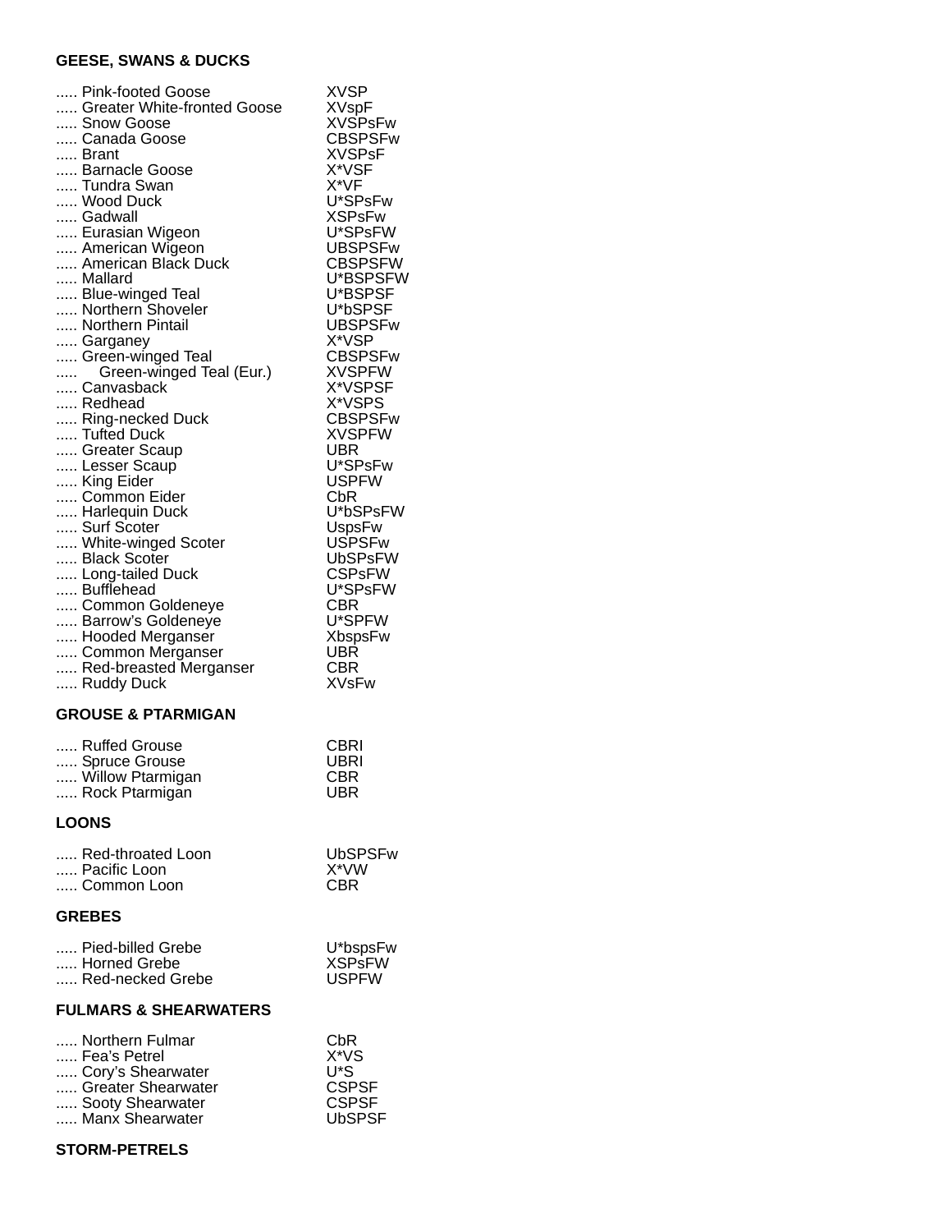### GEESE, SWANS & DUCKS

..... Pink-footed Goose XVSP
..... Greater White-fronted Goose XVspF
..... Snow Goose XVSPsFw
..... Canada Goose CBSPSFw
..... Brant XVSPsF
..... Barnacle Goose X*VSF
..... Tundra Swan X*VF
..... Wood Duck U*SPsFw
..... Gadwall XSPsFw
..... Eurasian Wigeon U*SPsFW
..... American Wigeon UBSPSFw
..... American Black Duck CBSPSFW
..... Mallard U*BSPSFW
..... Blue-winged Teal U*BSPSF
..... Northern Shoveler U*bSPSF
..... Northern Pintail UBSPSFw
..... Garganey X*VSP
..... Green-winged Teal CBSPSFw
.....     Green-winged Teal (Eur.) XVSPFW
..... Canvasback X*VSPSF
..... Redhead X*VSPS
..... Ring-necked Duck CBSPSFw
..... Tufted Duck XVSPFW
..... Greater Scaup UBR
..... Lesser Scaup U*SPsFw
..... King Eider USPFW
..... Common Eider CbR
..... Harlequin Duck U*bSPsFW
..... Surf Scoter UspsFw
..... White-winged Scoter USPSFw
..... Black Scoter UbSPsFW
..... Long-tailed Duck CSPsFW
..... Bufflehead U*SPsFW
..... Common Goldeneye CBR
..... Barrow's Goldeneye U*SPFW
..... Hooded Merganser XbspsFw
..... Common Merganser UBR
..... Red-breasted Merganser CBR
..... Ruddy Duck XVsFw

### GROUSE & PTARMIGAN

..... Ruffed Grouse CBRI
..... Spruce Grouse UBRI
..... Willow Ptarmigan CBR
..... Rock Ptarmigan UBR

### LOONS

..... Red-throated Loon UbSPSFw
..... Pacific Loon X*VW
..... Common Loon CBR

### GREBES

..... Pied-billed Grebe U*bspsFw
..... Horned Grebe XSPsFW
..... Red-necked Grebe USPFW

### FULMARS & SHEARWATERS

..... Northern Fulmar CbR
..... Fea's Petrel X*VS
..... Cory's Shearwater U*S
..... Greater Shearwater CSPSF
..... Sooty Shearwater CSPSF
..... Manx Shearwater UbSPSF

### STORM-PETRELS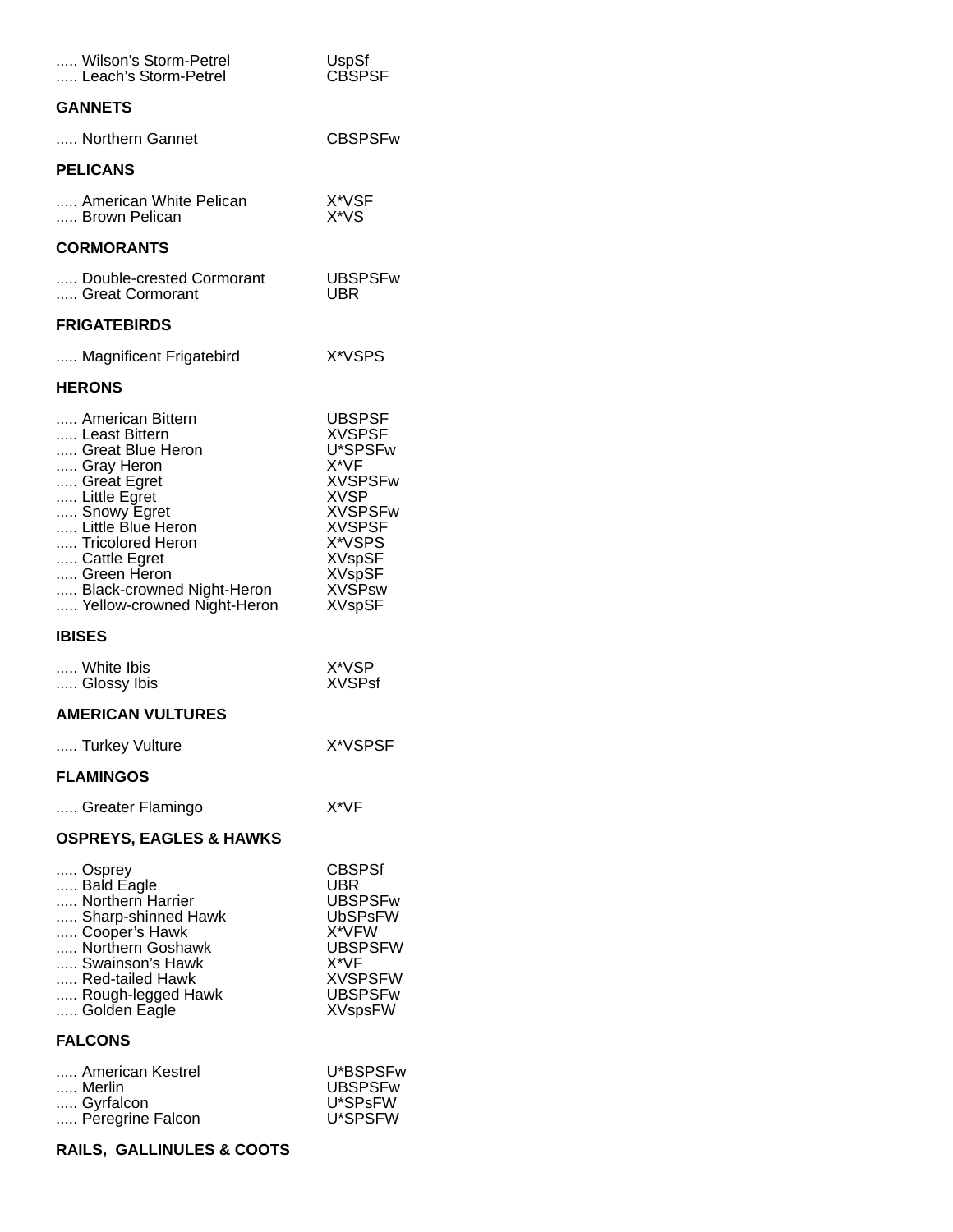..... Wilson's Storm-Petrel UspSf
..... Leach's Storm-Petrel CBSPSF

**GANNETS**

..... Northern Gannet CBSPSFw

**PELICANS**

..... American White Pelican X*VSF
..... Brown Pelican X*VS

**CORMORANTS**

..... Double-crested Cormorant UBSPSFw
..... Great Cormorant UBR

**FRIGATEBIRDS**

..... Magnificent Frigatebird X*VSPS

**HERONS**

..... American Bittern UBSPSF
..... Least Bittern XVSPSF
..... Great Blue Heron U*SPSFw
..... Gray Heron X*VF
..... Great Egret XVSPSFw
..... Little Egret XVSP
..... Snowy Egret XVSPSFw
..... Little Blue Heron XVSPSF
..... Tricolored Heron X*VSPS
..... Cattle Egret XVspSF
..... Green Heron XVspSF
..... Black-crowned Night-Heron XVSPsw
..... Yellow-crowned Night-Heron XVspSF

**IBISES**

..... White Ibis X*VSP
..... Glossy Ibis XVSPsf

**AMERICAN VULTURES**

..... Turkey Vulture X*VSPSF

**FLAMINGOS**

..... Greater Flamingo X*VF

**OSPREYS, EAGLES & HAWKS**

..... Osprey CBSPSf
..... Bald Eagle UBR
..... Northern Harrier UBSPSFw
..... Sharp-shinned Hawk UbSPsFW
..... Cooper's Hawk X*VFW
..... Northern Goshawk UBSPSFW
..... Swainson's Hawk X*VF
..... Red-tailed Hawk XVSPSFW
..... Rough-legged Hawk UBSPSFw
..... Golden Eagle XVspsFW

**FALCONS**

..... American Kestrel U*BSPSFw
..... Merlin UBSPSFw
..... Gyrfalcon U*SPsFW
..... Peregrine Falcon U*SPSFW

**RAILS, GALLINULES & COOTS**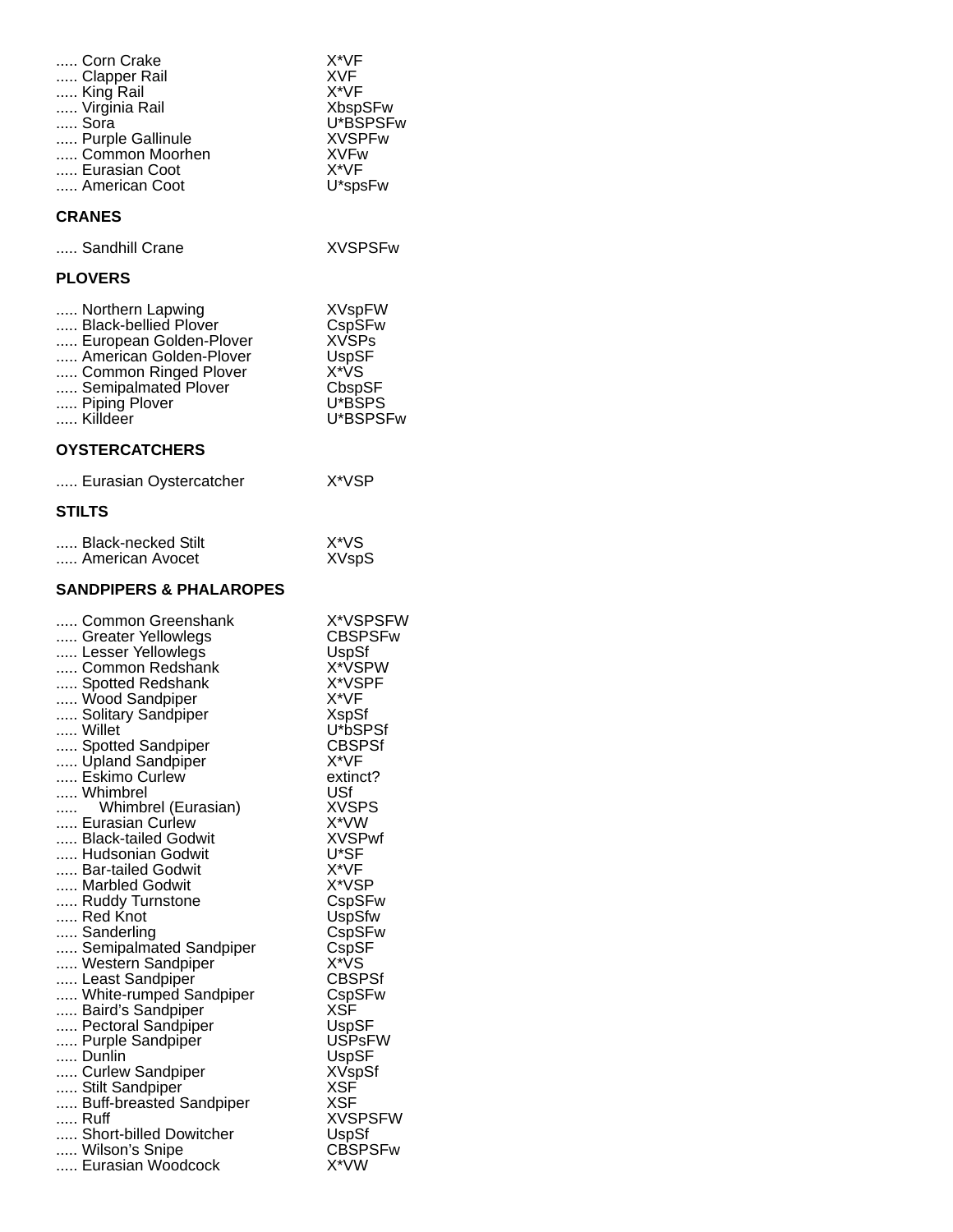..... Corn Crake X*VF
..... Clapper Rail XVF
..... King Rail X*VF
..... Virginia Rail XbspSFw
..... Sora U*BSPSFw
..... Purple Gallinule XVSPFw
..... Common Moorhen XVFw
..... Eurasian Coot X*VF
..... American Coot U*spsFw

**CRANES**

..... Sandhill Crane XVSPSFw

**PLOVERS**

..... Northern Lapwing XVspFW
..... Black-bellied Plover CspSFw
..... European Golden-Plover XVSPs
..... American Golden-Plover UspSF
..... Common Ringed Plover X*VS
..... Semipalmated Plover CbspSF
..... Piping Plover U*BSPS
..... Killdeer U*BSPSFw

**OYSTERCATCHERS**

..... Eurasian Oystercatcher X*VSP

**STILTS**

..... Black-necked Stilt X*VS
..... American Avocet XVspS

**SANDPIPERS & PHALAROPES**

..... Common Greenshank X*VSPSFW
..... Greater Yellowlegs CBSPSFw
..... Lesser Yellowlegs UspSf
..... Common Redshank X*VSPW
..... Spotted Redshank X*VSPF
..... Wood Sandpiper X*VF
..... Solitary Sandpiper XspSf
..... Willet U*bSPSf
..... Spotted Sandpiper CBSPSf
..... Upland Sandpiper X*VF
..... Eskimo Curlew extinct?
..... Whimbrel USf
..... Whimbrel (Eurasian) XVSPS
..... Eurasian Curlew X*VW
..... Black-tailed Godwit XVSPwf
..... Hudsonian Godwit U*SF
..... Bar-tailed Godwit X*VF
..... Marbled Godwit X*VSP
..... Ruddy Turnstone CspSFw
..... Red Knot UspSfw
..... Sanderling CspSFw
..... Semipalmated Sandpiper CspSF
..... Western Sandpiper X*VS
..... Least Sandpiper CBSPSf
..... White-rumped Sandpiper CspSFw
..... Baird's Sandpiper XSF
..... Pectoral Sandpiper UspSF
..... Purple Sandpiper USPsFW
..... Dunlin UspSF
..... Curlew Sandpiper XVspSf
..... Stilt Sandpiper XSF
..... Buff-breasted Sandpiper XSF
..... Ruff XVSPSFW
..... Short-billed Dowitcher UspSf
..... Wilson's Snipe CBSPSFw
..... Eurasian Woodcock X*VW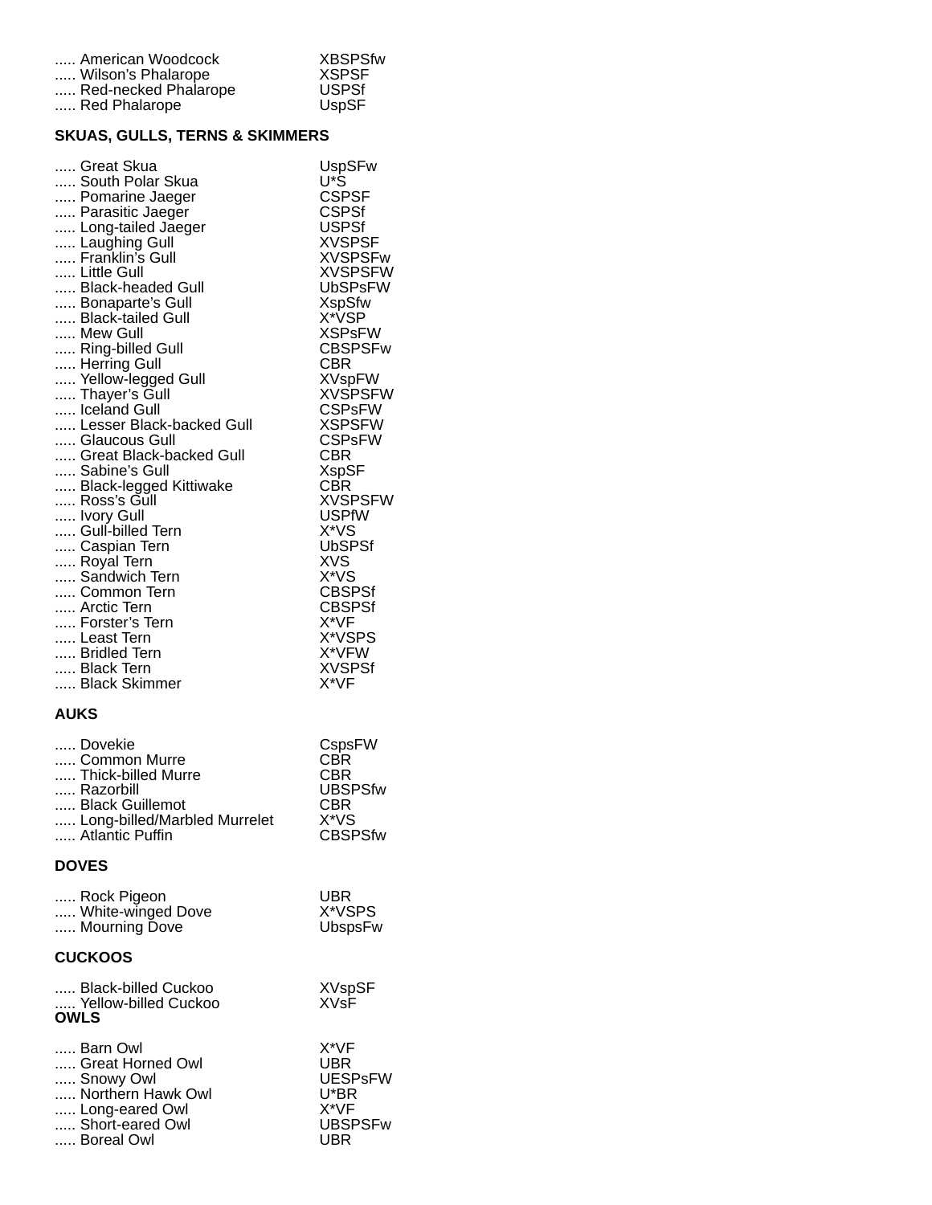..... American Woodcock XBSPSfw
..... Wilson's Phalarope XSPSF
..... Red-necked Phalarope USPSf
..... Red Phalarope UspSF

**SKUAS, GULLS, TERNS & SKIMMERS**

..... Great Skua UspSFw
..... South Polar Skua U*S
..... Pomarine Jaeger CSPSF
..... Parasitic Jaeger CSPSf
..... Long-tailed Jaeger USPSf
..... Laughing Gull XVSPSF
..... Franklin's Gull XVSPSFw
..... Little Gull XVSPSFW
..... Black-headed Gull UbSPsFW
..... Bonaparte's Gull XspSfw
..... Black-tailed Gull X*VSP
..... Mew Gull XSPsFW
..... Ring-billed Gull CBSPSFw
..... Herring Gull CBR
..... Yellow-legged Gull XVspFW
..... Thayer's Gull XVSPSFW
..... Iceland Gull CSPsFW
..... Lesser Black-backed Gull XSPSFW
..... Glaucous Gull CSPsFW
..... Great Black-backed Gull CBR
..... Sabine's Gull XspSF
..... Black-legged Kittiwake CBR
..... Ross's Gull XVSPSFW
..... Ivory Gull USPfW
..... Gull-billed Tern X*VS
..... Caspian Tern UbSPSf
..... Royal Tern XVS
..... Sandwich Tern X*VS
..... Common Tern CBSPSf
..... Arctic Tern CBSPSf
..... Forster's Tern X*VF
..... Least Tern X*VSPS
..... Bridled Tern X*VFW
..... Black Tern XVSPSf
..... Black Skimmer X*VF

**AUKS**

..... Dovekie CspsFW
..... Common Murre CBR
..... Thick-billed Murre CBR
..... Razorbill UBSPSfw
..... Black Guillemot CBR
..... Long-billed/Marbled Murrelet X*VS
..... Atlantic Puffin CBSPSfw

**DOVES**

..... Rock Pigeon UBR
..... White-winged Dove X*VSPS
..... Mourning Dove UbspsFw

**CUCKOOS**

..... Black-billed Cuckoo XVspSF
..... Yellow-billed Cuckoo XVsF

**OWLS**

..... Barn Owl X*VF
..... Great Horned Owl UBR
..... Snowy Owl UESPsFW
..... Northern Hawk Owl U*BR
..... Long-eared Owl X*VF
..... Short-eared Owl UBSPSFw
..... Boreal Owl UBR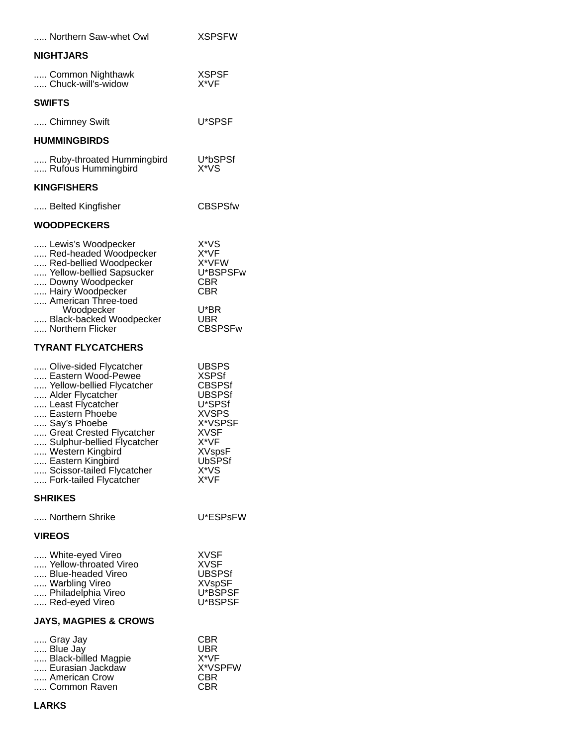..... Northern Saw-whet Owl XSPSFW

**NIGHTJARS**

..... Common Nighthawk XSPSF
..... Chuck-will's-widow X*VF

**SWIFTS**

..... Chimney Swift U*SPSF

**HUMMINGBIRDS**

..... Ruby-throated Hummingbird U*bSPSf
..... Rufous Hummingbird X*VS

**KINGFISHERS**

..... Belted Kingfisher CBSPSfw

**WOODPECKERS**

..... Lewis's Woodpecker X*VS
..... Red-headed Woodpecker X*VF
..... Red-bellied Woodpecker X*VFW
..... Yellow-bellied Sapsucker U*BSPSFw
..... Downy Woodpecker CBR
..... Hairy Woodpecker CBR
..... American Three-toed Woodpecker U*BR
..... Black-backed Woodpecker UBR
..... Northern Flicker CBSPSFw

**TYRANT FLYCATCHERS**

..... Olive-sided Flycatcher UBSPS
..... Eastern Wood-Pewee XSPSf
..... Yellow-bellied Flycatcher CBSPSf
..... Alder Flycatcher UBSPSf
..... Least Flycatcher U*SPSf
..... Eastern Phoebe XVSPS
..... Say's Phoebe X*VSPSF
..... Great Crested Flycatcher XVSF
..... Sulphur-bellied Flycatcher X*VF
..... Western Kingbird XVspsF
..... Eastern Kingbird UbSPSf
..... Scissor-tailed Flycatcher X*VS
..... Fork-tailed Flycatcher X*VF

**SHRIKES**

..... Northern Shrike U*ESPsFW

**VIREOS**

..... White-eyed Vireo XVSF
..... Yellow-throated Vireo XVSF
..... Blue-headed Vireo UBSPSf
..... Warbling Vireo XVspSF
..... Philadelphia Vireo U*BSPSF
..... Red-eyed Vireo U*BSPSF

**JAYS, MAGPIES & CROWS**

..... Gray Jay CBR
..... Blue Jay UBR
..... Black-billed Magpie X*VF
..... Eurasian Jackdaw X*VSPFW
..... American Crow CBR
..... Common Raven CBR

**LARKS**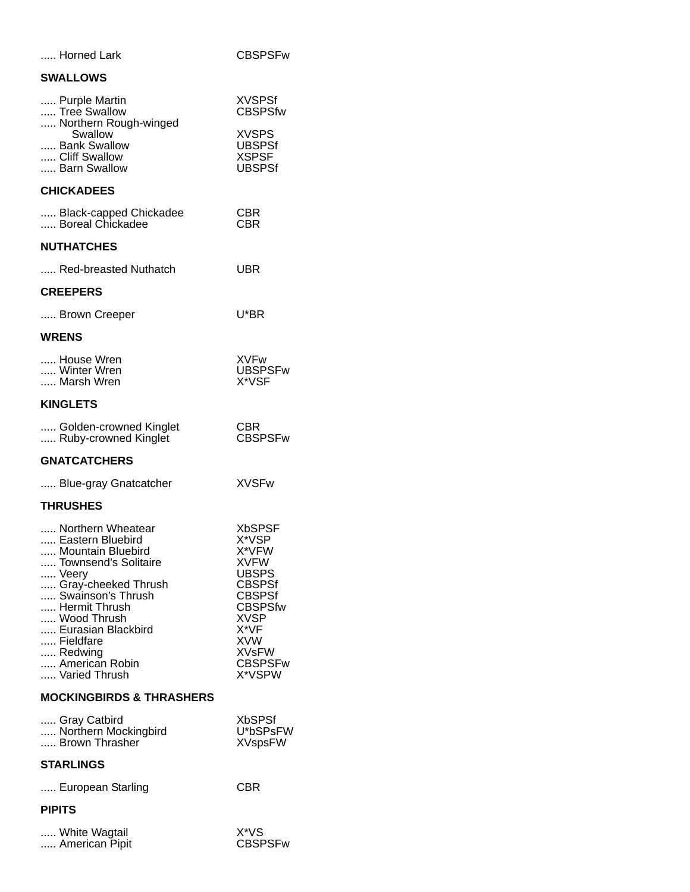..... Horned Lark CBSPSFw

**SWALLOWS**

..... Purple Martin XVSPSf
..... Tree Swallow CBSPSfw
..... Northern Rough-winged Swallow XVSPS
..... Bank Swallow UBSPSf
..... Cliff Swallow XSPSF
..... Barn Swallow UBSPSf

**CHICKADEES**

..... Black-capped Chickadee CBR
..... Boreal Chickadee CBR

**NUTHATCHES**

..... Red-breasted Nuthatch UBR

**CREEPERS**

..... Brown Creeper U*BR

**WRENS**

..... House Wren XVFw
..... Winter Wren UBSPSFw
..... Marsh Wren X*VSF

**KINGLETS**

..... Golden-crowned Kinglet CBR
..... Ruby-crowned Kinglet CBSPSFw

**GNATCATCHERS**

..... Blue-gray Gnatcatcher XVSFw

**THRUSHES**

..... Northern Wheatear XbSPSF
..... Eastern Bluebird X*VSP
..... Mountain Bluebird X*VFW
..... Townsend's Solitaire XVFW
..... Veery UBSPS
..... Gray-cheeked Thrush CBSPSf
..... Swainson's Thrush CBSPSf
..... Hermit Thrush CBSPSfw
..... Wood Thrush XVSP
..... Eurasian Blackbird X*VF
..... Fieldfare XVW
..... Redwing XVsFW
..... American Robin CBSPSFw
..... Varied Thrush X*VSPW

**MOCKINGBIRDS & THRASHERS**

..... Gray Catbird XbSPSf
..... Northern Mockingbird U*bSPsFW
..... Brown Thrasher XVspsFW

**STARLINGS**

..... European Starling CBR

**PIPITS**

..... White Wagtail X*VS
..... American Pipit CBSPSFw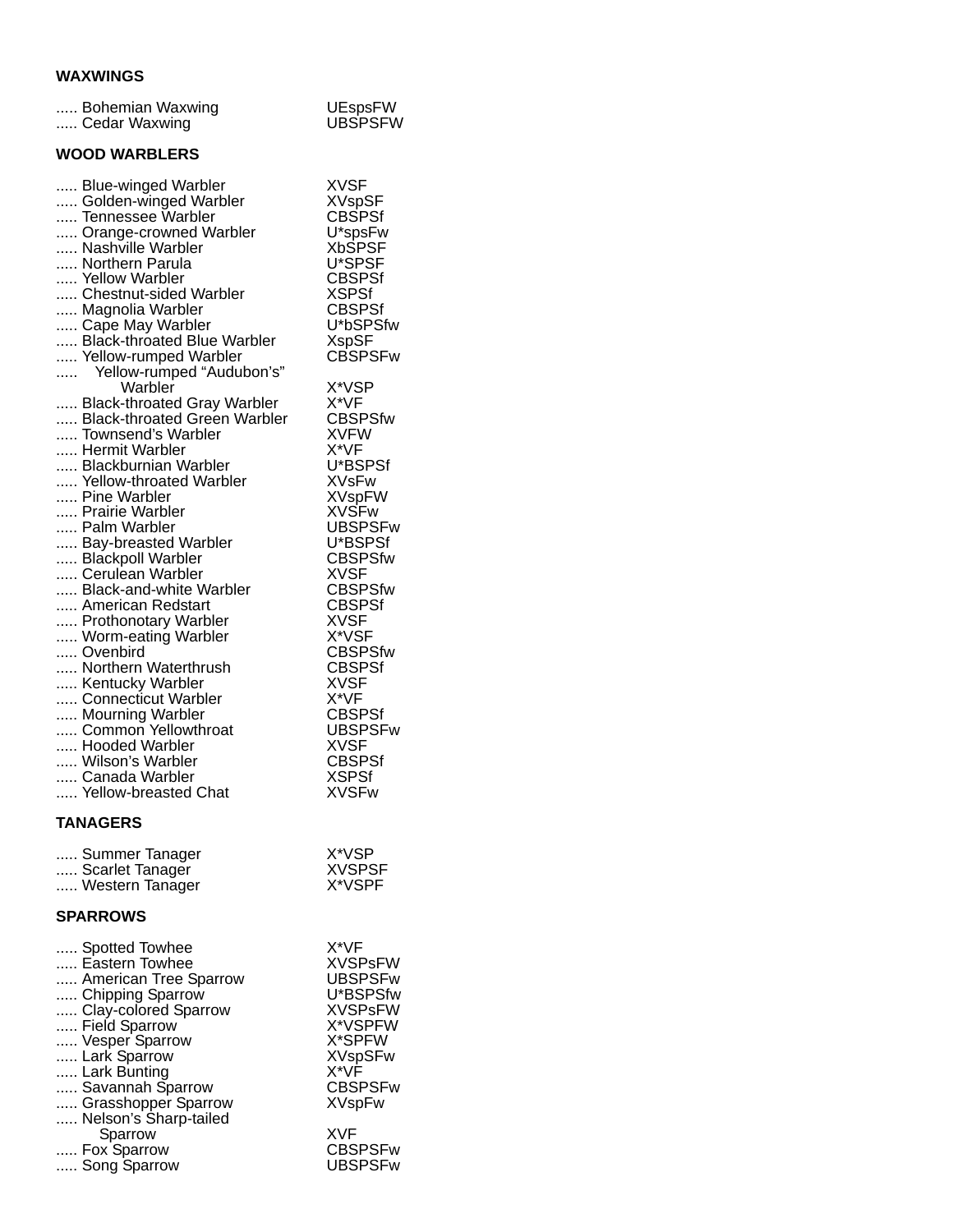**WAXWINGS**

| | |
|---|---|
| ..... Bohemian Waxwing | UEspsFW |
| ,.,.. Cedar Waxwing | UBSPSFW |

**WOOD WARBLERS**

| | |
|---|---|
| ..... Blue-winged Warbler | XVSF |
| ..... Golden-winged Warbler | XVspSF |
| ..... Tennessee Warbler | CBSPSf |
| ..... Orange-crowned Warbler | U*spsFw |
| ..... Nashville Warbler | XbSPSF |
| ..... Northern Parula | U*SPSF |
| ..... Yellow Warbler | CBSPSf |
| ..... Chestnut-sided Warbler | XSPSf |
| ..... Magnolia Warbler | CBSPSf |
| ..... Cape May Warbler | U*bSPSfw |
| ..... Black-throated Blue Warbler | XspSF |
| ..... Yellow-rumped Warbler | CBSPSFw |
| ..... Yellow-rumped “Audubon’s” Warbler | X*VSP |
| ..... Black-throated Gray Warbler | X*VF |
| ..... Black-throated Green Warbler | CBSPSfw |
| ..... Townsend’s Warbler | XVFW |
| ..... Hermit Warbler | X*VF |
| ..... Blackburnian Warbler | U*BSPSf |
| ..... Yellow-throated Warbler | XVsFw |
| ..... Pine Warbler | XVspFW |
| ..... Prairie Warbler | XVSFw |
| ..... Palm Warbler | UBSPSFw |
| ..... Bay-breasted Warbler | U*BSPSf |
| ..... Blackpoll Warbler | CBSPSfw |
| ..... Cerulean Warbler | XVSF |
| ..... Black-and-white Warbler | CBSPSfw |
| ..... American Redstart | CBSPSf |
| ..... Prothonotary Warbler | XVSF |
| ..... Worm-eating Warbler | X*VSF |
| ..... Ovenbird | CBSPSfw |
| ..... Northern Waterthrush | CBSPSf |
| ..... Kentucky Warbler | XVSF |
| ..... Connecticut Warbler | X*VF |
| ..... Mourning Warbler | CBSPSf |
| ..... Common Yellowthroat | UBSPSFw |
| ..... Hooded Warbler | XVSF |
| ..... Wilson’s Warbler | CBSPSf |
| ..... Canada Warbler | XSPSf |
| ..... Yellow-breasted Chat | XVSFw |

**TANAGERS**

| | |
|---|---|
| ..... Summer Tanager | X*VSP |
| ..... Scarlet Tanager | XVSPSF |
| ..... Western Tanager | X*VSPF |

**SPARROWS**

| | |
|---|---|
| ..... Spotted Towhee | X*VF |
| ..... Eastern Towhee | XVSPsFW |
| ..... American Tree Sparrow | UBSPSFw |
| ..... Chipping Sparrow | U*BSPSfw |
| ..... Clay-colored Sparrow | XVSPsFW |
| ..... Field Sparrow | X*VSPFW |
| ..... Vesper Sparrow | X*SPFW |
| ..... Lark Sparrow | XVspSFw |
| ..... Lark Bunting | X*VF |
| ..... Savannah Sparrow | CBSPSFw |
| ..... Grasshopper Sparrow | XVspFw |
| ..... Nelson’s Sharp-tailed Sparrow | XVF |
| ..... Fox Sparrow | CBSPSFw |
| ..... Song Sparrow | UBSPSFw |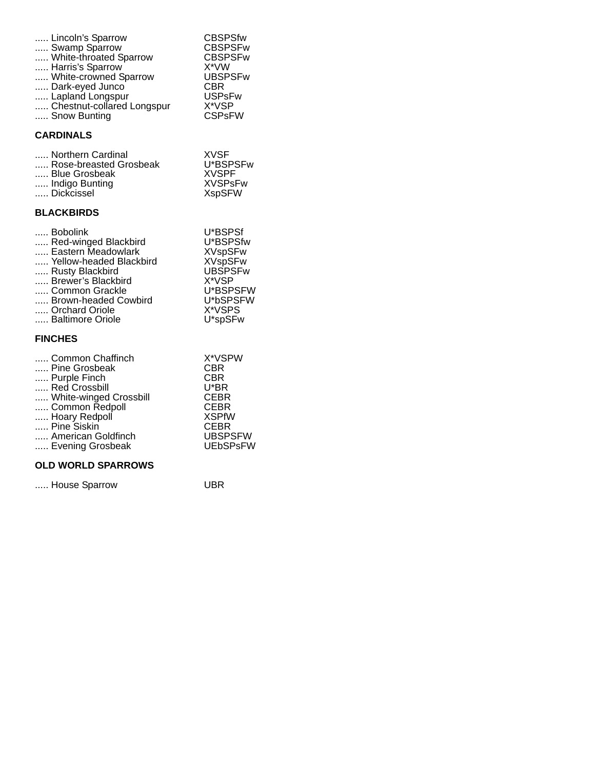..... Lincoln's Sparrow CBSPSfw
..... Swamp Sparrow CBSPSFw
..... White-throated Sparrow CBSPSFw
..... Harris's Sparrow X*VW
..... White-crowned Sparrow UBSPSFw
..... Dark-eyed Junco CBR
..... Lapland Longspur USPsFw
..... Chestnut-collared Longspur X*VSP
..... Snow Bunting CSPsFW

**CARDINALS**

..... Northern Cardinal XVSF
..... Rose-breasted Grosbeak U*BSPSFw
..... Blue Grosbeak XVSPF
..... Indigo Bunting XVSPsFw
..... Dickcissel XspSFW

**BLACKBIRDS**

..... Bobolink U*BSPSf
..... Red-winged Blackbird U*BSPSfw
..... Eastern Meadowlark XVspSFw
..... Yellow-headed Blackbird XVspSFw
..... Rusty Blackbird UBSPSFw
..... Brewer's Blackbird X*VSP
..... Common Grackle U*BSPSFW
..... Brown-headed Cowbird U*bSPSFW
..... Orchard Oriole X*VSPS
..... Baltimore Oriole U*spSFw

**FINCHES**

..... Common Chaffinch X*VSPW
..... Pine Grosbeak CBR
..... Purple Finch CBR
..... Red Crossbill U*BR
..... White-winged Crossbill CEBR
..... Common Redpoll CEBR
..... Hoary Redpoll XSPfW
..... Pine Siskin CEBR
..... American Goldfinch UBSPSFW
..... Evening Grosbeak UEbSPsFW

**OLD WORLD SPARROWS**

..... House Sparrow UBR